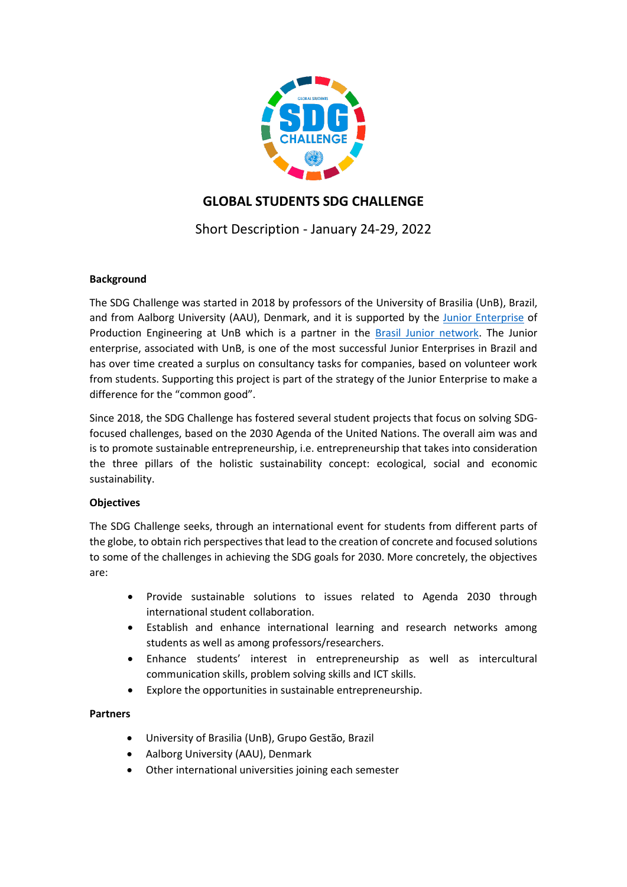# GLOBAL STUDENTS SDG CHALLENGE

Short Description - January 24-29, 2022

**Background**

The SDG Challenge was started in 2018 by professors of the University of Brasilia (UnB), Brazil, and from Aalborg University (AAU), Denmark, and it is supported by the [Junior Enterprise]() of Production Engineering at UnB which is a partner in the [Brasil Junior network](). The Junior enterprise, associated with UnB, is one of the most successful Junior Enterprises in Brazil and has over time created a surplus on consultancy tasks for companies, based on volunteer work from students. Supporting this project is part of the strategy of the Junior Enterprise to make a difference for the "common good".

Since 2018, the SDG Challenge has fostered several student projects that focus on solving SDG-focused challenges, based on the 2030 Agenda of the United Nations. The overall aim was and is to promote sustainable entrepreneurship, i.e. entrepreneurship that takes into consideration the three pillars of the holistic sustainability concept: ecological, social and economic sustainability.

**Objectives**

The SDG Challenge seeks, through an international event for students from different parts of the globe, to obtain rich perspectives that lead to the creation of concrete and focused solutions to some of the challenges in achieving the SDG goals for 2030. More concretely, the objectives are:

- Provide sustainable solutions to issues related to Agenda 2030 through international student collaboration.
- Establish and enhance international learning and research networks among students as well as among professors/researchers.
- Enhance students' interest in entrepreneurship as well as intercultural communication skills, problem solving skills and ICT skills.
- Explore the opportunities in sustainable entrepreneurship.

**Partners**

- University of Brasilia (UnB), Grupo Gestão, Brazil
- Aalborg University (AAU), Denmark
- Other international universities joining each semester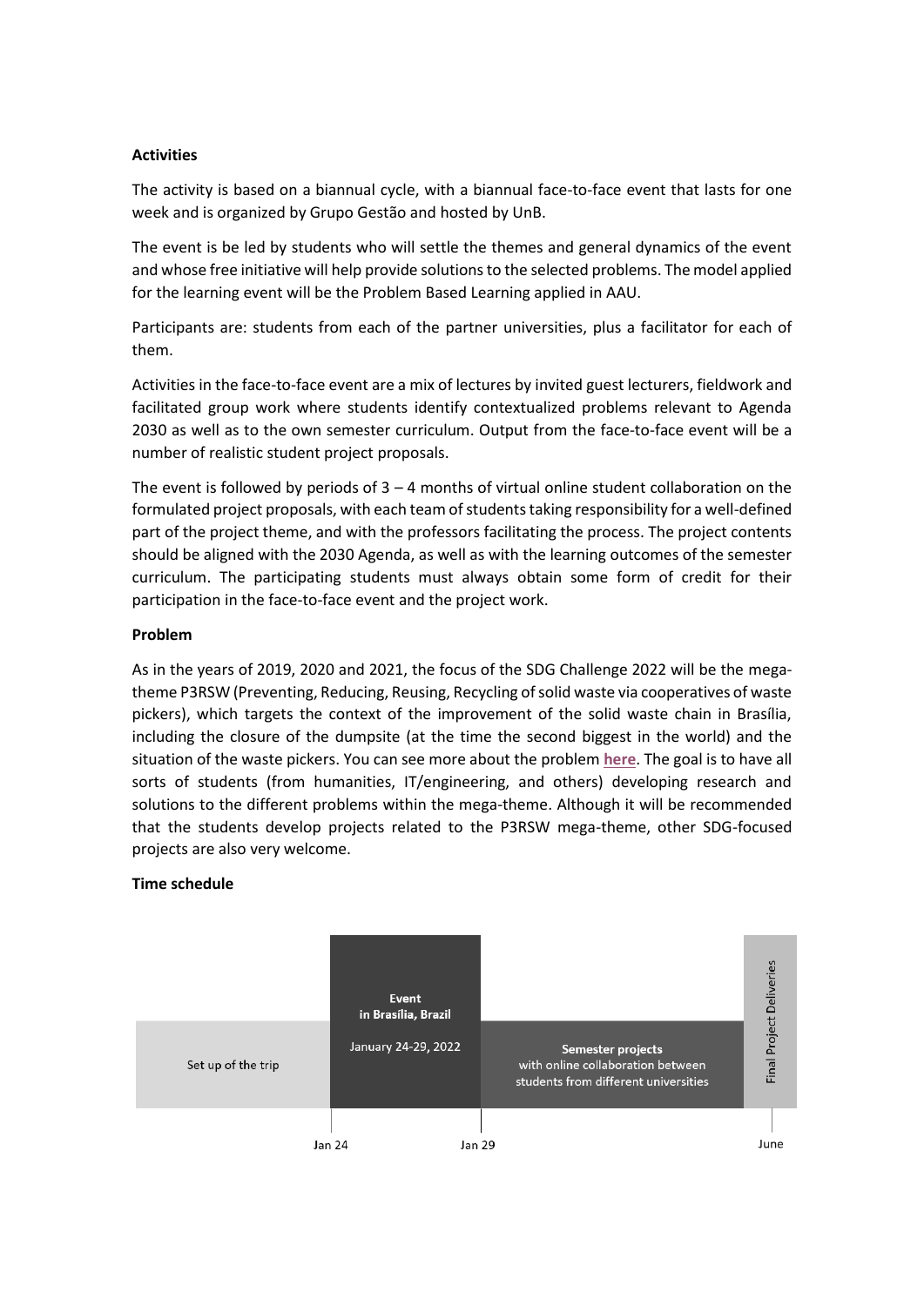**Activities**

The activity is based on a biannual cycle, with a biannual face-to-face event that lasts for one week and is organized by Grupo Gestão and hosted by UnB.

The event is be led by students who will settle the themes and general dynamics of the event and whose free initiative will help provide solutions to the selected problems. The model applied for the learning event will be the Problem Based Learning applied in AAU.

Participants are: students from each of the partner universities, plus a facilitator for each of them.

Activities in the face-to-face event are a mix of lectures by invited guest lecturers, fieldwork and facilitated group work where students identify contextualized problems relevant to Agenda 2030 as well as to the own semester curriculum. Output from the face-to-face event will be a number of realistic student project proposals.

The event is followed by periods of 3 – 4 months of virtual online student collaboration on the formulated project proposals, with each team of students taking responsibility for a well-defined part of the project theme, and with the professors facilitating the process. The project contents should be aligned with the 2030 Agenda, as well as with the learning outcomes of the semester curriculum. The participating students must always obtain some form of credit for their participation in the face-to-face event and the project work.

**Problem**

As in the years of 2019, 2020 and 2021, the focus of the SDG Challenge 2022 will be the mega-theme P3RSW (Preventing, Reducing, Reusing, Recycling of solid waste via cooperatives of waste pickers), which targets the context of the improvement of the solid waste chain in Brasília, including the closure of the dumpsite (at the time the second biggest in the world) and the situation of the waste pickers. You can see more about the problem **here**. The goal is to have all sorts of students (from humanities, IT/engineering, and others) developing research and solutions to the different problems within the mega-theme. Although it will be recommended that the students develop projects related to the P3RSW mega-theme, other SDG-focused projects are also very welcome.

**Time schedule**

| Set up of the trip | Event in Brasília, Brazil January 24-29, 2022 | Semester projects with online collaboration between students from different universities | Final Project Deliveries |
| --- | --- | --- | --- |
| | Jan 24 – Jan 29 | | June |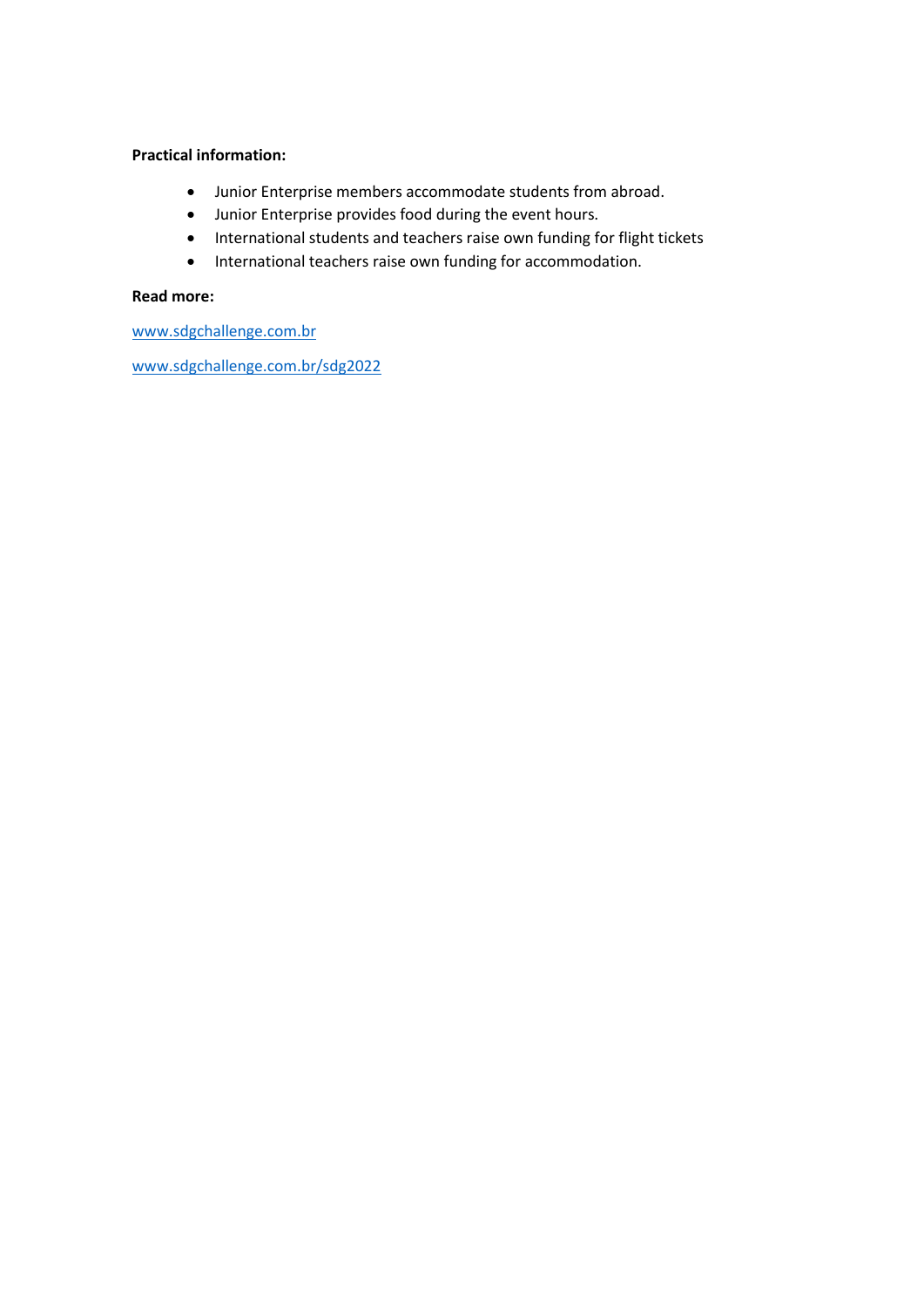**Practical information:**

- Junior Enterprise members accommodate students from abroad.
- Junior Enterprise provides food during the event hours.
- International students and teachers raise own funding for flight tickets
- International teachers raise own funding for accommodation.

**Read more:**

www.sdgchallenge.com.br

www.sdgchallenge.com.br/sdg2022